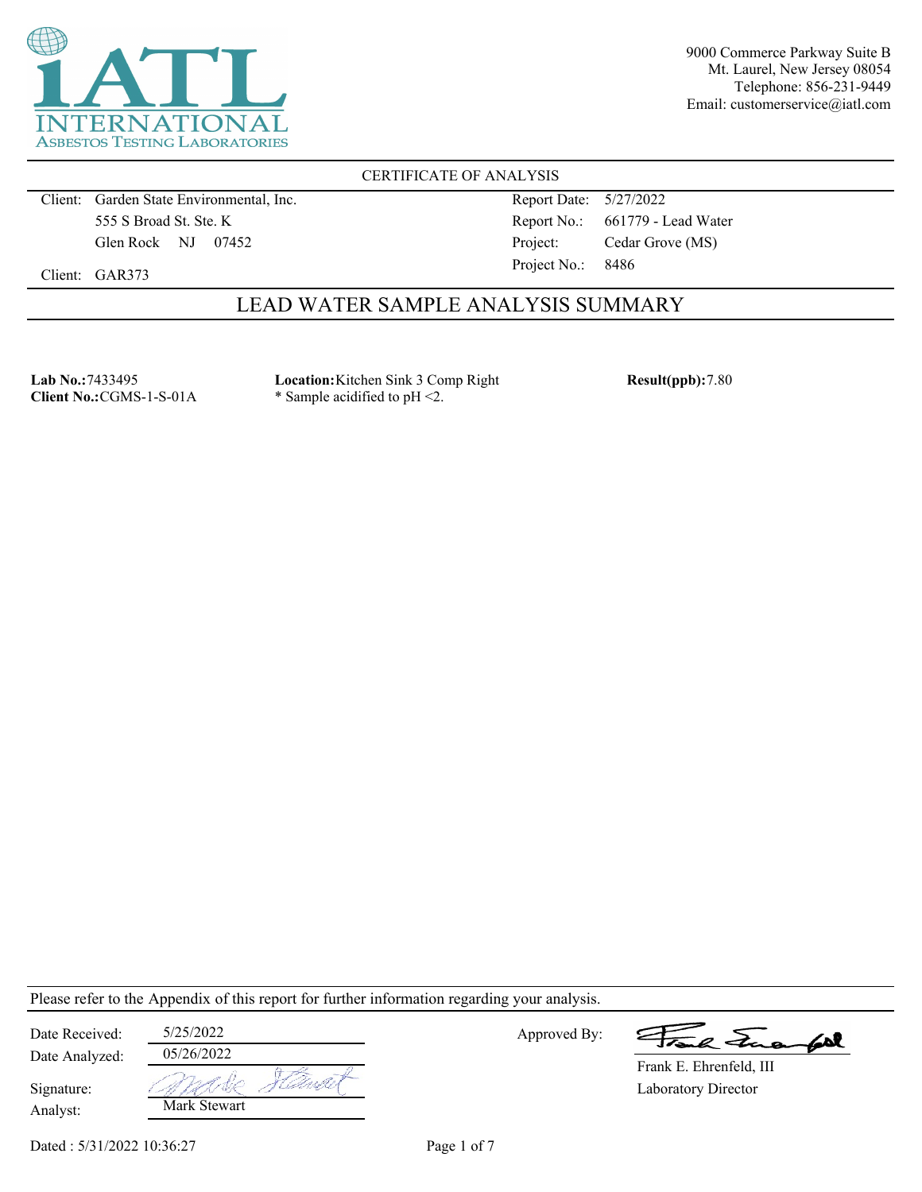iATL
INTERNATIONAL
ASBESTOS TESTING LABORATORIES

9000 Commerce Parkway Suite B
Mt. Laurel, New Jersey 08054
Telephone: 856-231-9449
Email: customerservice@iatl.com

## CERTIFICATE OF ANALYSIS

Client: Garden State Environmental, Inc.
555 S Broad St. Ste. K
Glen Rock NJ 07452

Client: GAR373

Report Date: 5/27/2022
Report No.: 661779 - Lead Water
Project: Cedar Grove (MS)
Project No.: 8486

## LEAD WATER SAMPLE ANALYSIS SUMMARY

**Lab No.:** 7433495
**Client No.:** CGMS-1-S-01A

**Location:** Kitchen Sink 3 Comp Right
* Sample acidified to pH <2.

**Result(ppb):** 7.80

Please refer to the Appendix of this report for further information regarding your analysis.

Date Received: 5/25/2022
Date Analyzed: 05/26/2022
Signature: Mark Stewart
Analyst: Mark Stewart

Approved By: Frank E. Ehrenfeld
Frank E. Ehrenfeld, III
Laboratory Director

Dated : 5/31/2022 10:36:27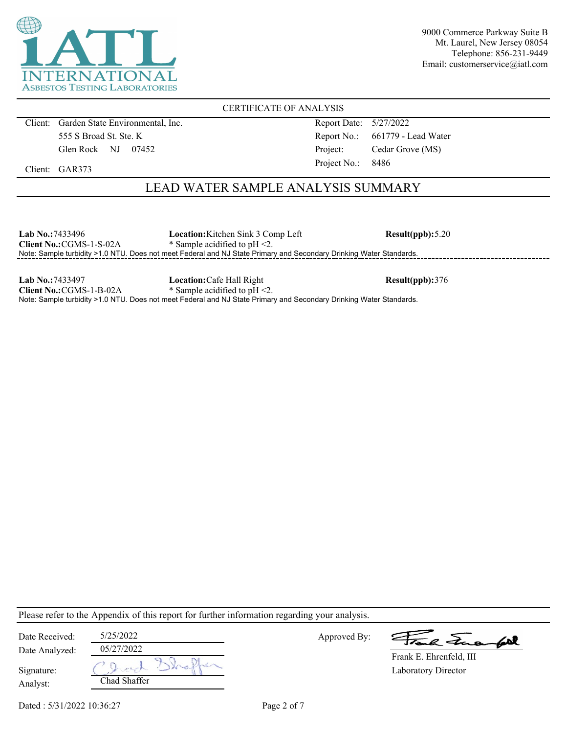9000 Commerce Parkway Suite B
Mt. Laurel, New Jersey 08054
Telephone: 856-231-9449
Email: customerservice@iatl.com

CERTIFICATE OF ANALYSIS

| | | | |
|---|---|---|---|
| Client: | Garden State Environmental, Inc. | Report Date: | 5/27/2022 |
| | 555 S Broad St. Ste. K | Report No.: | 661779 - Lead Water |
| | Glen Rock NJ 07452 | Project: | Cedar Grove (MS) |
| Client: | GAR373 | Project No.: | 8486 |

## LEAD WATER SAMPLE ANALYSIS SUMMARY

**Lab No.:**7433496 **Location:**Kitchen Sink 3 Comp Left **Result(ppb):**5.20
**Client No.:**CGMS-1-S-02A * Sample acidified to pH <2.
Note: Sample turbidity >1.0 NTU. Does not meet Federal and NJ State Primary and Secondary Drinking Water Standards.

---

**Lab No.:**7433497 **Location:**Cafe Hall Right **Result(ppb):**376
**Client No.:**CGMS-1-B-02A * Sample acidified to pH <2.
Note: Sample turbidity >1.0 NTU. Does not meet Federal and NJ State Primary and Secondary Drinking Water Standards.

Please refer to the Appendix of this report for further information regarding your analysis.

| | | | |
|---|---|---|---|
| Date Received: | 5/25/2022 | Approved By: | Frank E. Ehrenfeld, III |
| Date Analyzed: | 05/27/2022 | | Laboratory Director |
| Signature: | Chad Shaffer | | |
| Analyst: | Chad Shaffer | | |

Dated : 5/31/2022 10:36:27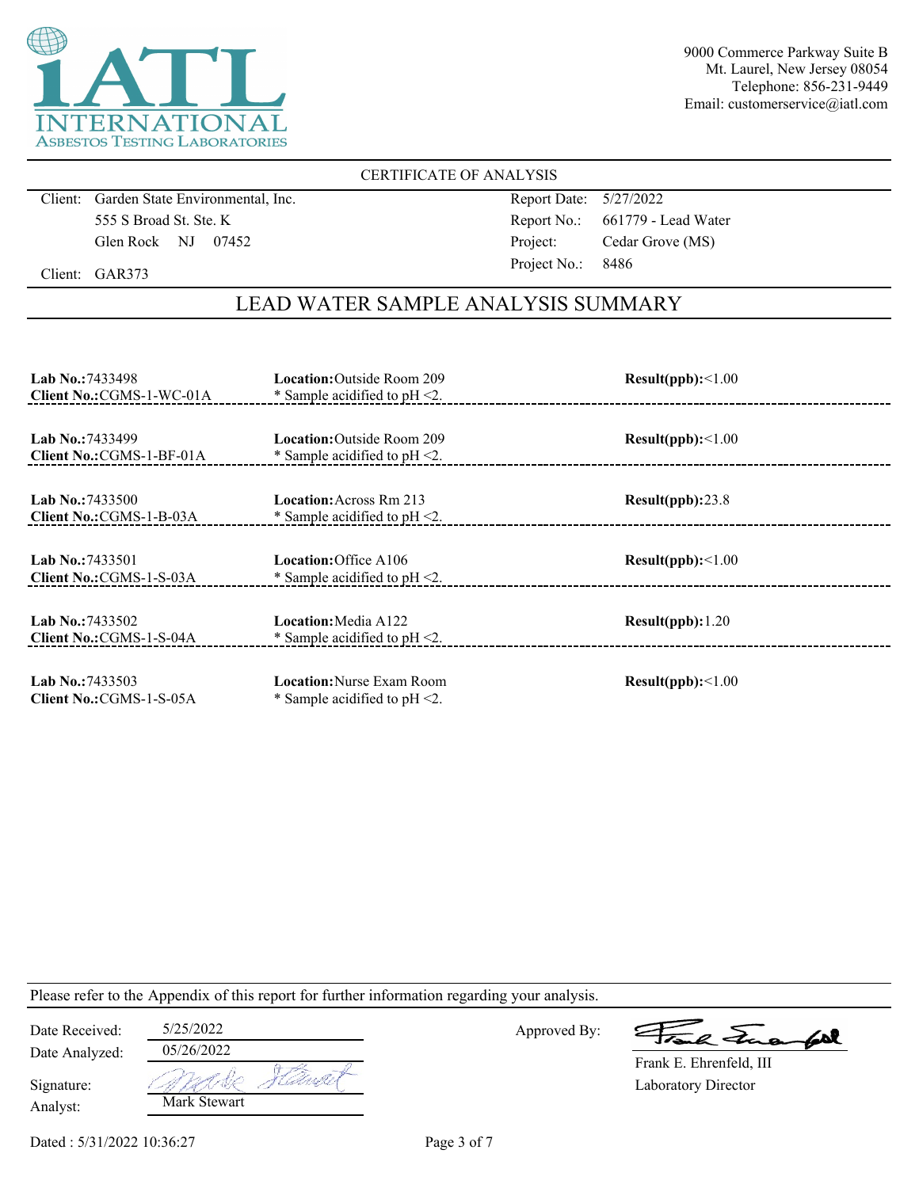iATL INTERNATIONAL ASBESTOS TESTING LABORATORIES

9000 Commerce Parkway Suite B
Mt. Laurel, New Jersey 08054
Telephone: 856-231-9449
Email: customerservice@iatl.com

CERTIFICATE OF ANALYSIS

Client: Garden State Environmental, Inc.
555 S Broad St. Ste. K
Glen Rock NJ 07452

Client: GAR373

Report Date: 5/27/2022
Report No.: 661779 - Lead Water
Project: Cedar Grove (MS)
Project No.: 8486

## LEAD WATER SAMPLE ANALYSIS SUMMARY

| Lab No. / Client No. | Location | Result(ppb) |
|---|---|---|
| **Lab No.:** 7433498<br>**Client No.:** CGMS-1-WC-01A | **Location:** Outside Room 209<br>* Sample acidified to pH <2. | **Result(ppb):** <1.00 |
| **Lab No.:** 7433499<br>**Client No.:** CGMS-1-BF-01A | **Location:** Outside Room 209<br>* Sample acidified to pH <2. | **Result(ppb):** <1.00 |
| **Lab No.:** 7433500<br>**Client No.:** CGMS-1-B-03A | **Location:** Across Rm 213<br>* Sample acidified to pH <2. | **Result(ppb):** 23.8 |
| **Lab No.:** 7433501<br>**Client No.:** CGMS-1-S-03A | **Location:** Office A106<br>* Sample acidified to pH <2. | **Result(ppb):** <1.00 |
| **Lab No.:** 7433502<br>**Client No.:** CGMS-1-S-04A | **Location:** Media A122<br>* Sample acidified to pH <2. | **Result(ppb):** 1.20 |
| **Lab No.:** 7433503<br>**Client No.:** CGMS-1-S-05A | **Location:** Nurse Exam Room<br>* Sample acidified to pH <2. | **Result(ppb):** <1.00 |

Please refer to the Appendix of this report for further information regarding your analysis.

Date Received: 5/25/2022
Date Analyzed: 05/26/2022
Signature:
Analyst: Mark Stewart

Approved By:
Frank E. Ehrenfeld, III
Laboratory Director

Dated : 5/31/2022 10:36:27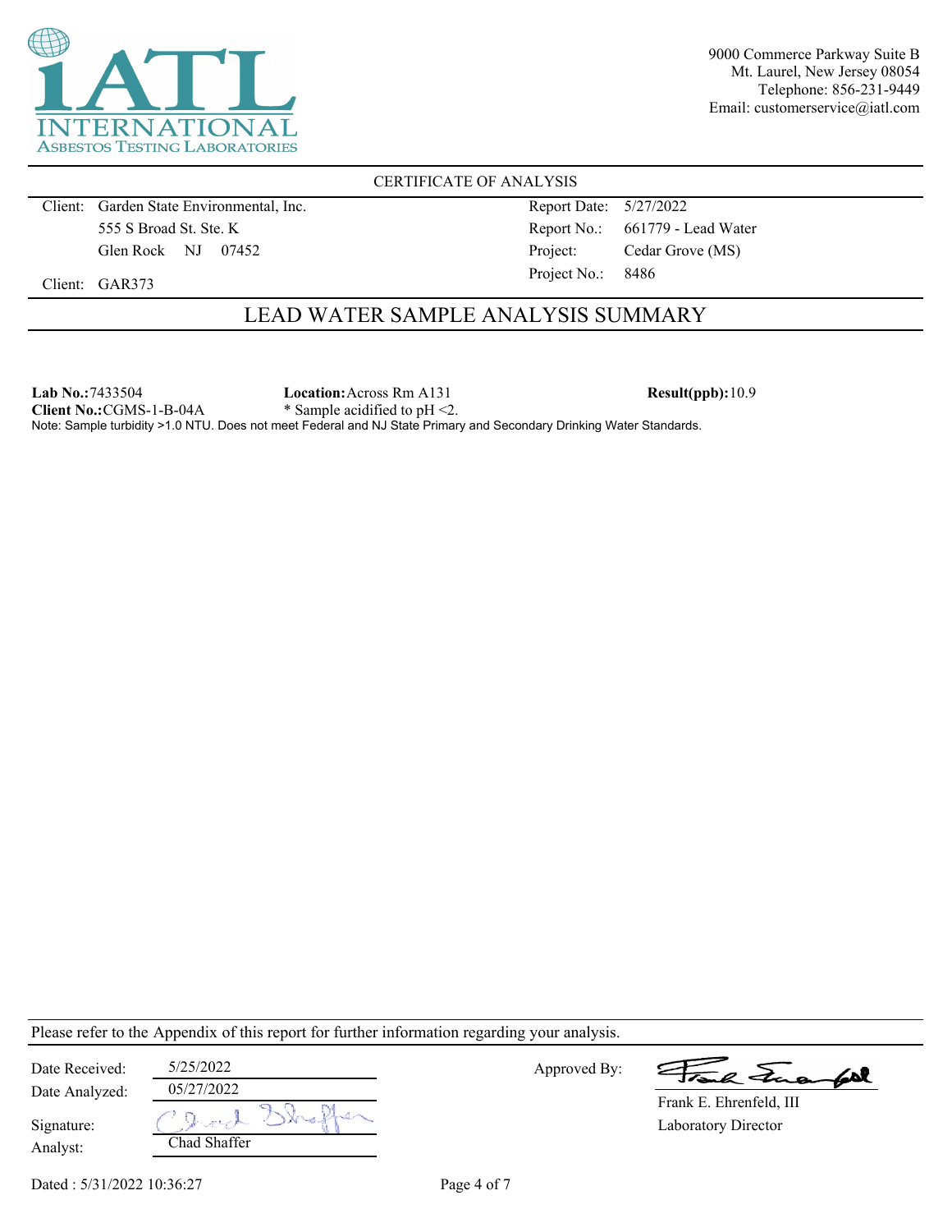iATL INTERNATIONAL ASBESTOS TESTING LABORATORIES

9000 Commerce Parkway Suite B
Mt. Laurel, New Jersey 08054
Telephone: 856-231-9449
Email: customerservice@iatl.com

CERTIFICATE OF ANALYSIS

| | | | |
|---|---|---|---|
| Client: | Garden State Environmental, Inc. | Report Date: | 5/27/2022 |
| | 555 S Broad St. Ste. K | Report No.: | 661779 - Lead Water |
| | Glen Rock NJ 07452 | Project: | Cedar Grove (MS) |
| Client: | GAR373 | Project No.: | 8486 |

## LEAD WATER SAMPLE ANALYSIS SUMMARY

**Lab No.:**7433504 **Location:**Across Rm A131 **Result(ppb):**10.9
**Client No.:**CGMS-1-B-04A * Sample acidified to pH <2.
Note: Sample turbidity >1.0 NTU. Does not meet Federal and NJ State Primary and Secondary Drinking Water Standards.

Please refer to the Appendix of this report for further information regarding your analysis.

| | | | |
|---|---|---|---|
| Date Received: | 5/25/2022 | Approved By: | |
| Date Analyzed: | 05/27/2022 | | Frank E. Ehrenfeld, III |
| Signature: | | | Laboratory Director |
| Analyst: | Chad Shaffer | | |

Dated : 5/31/2022 10:36:27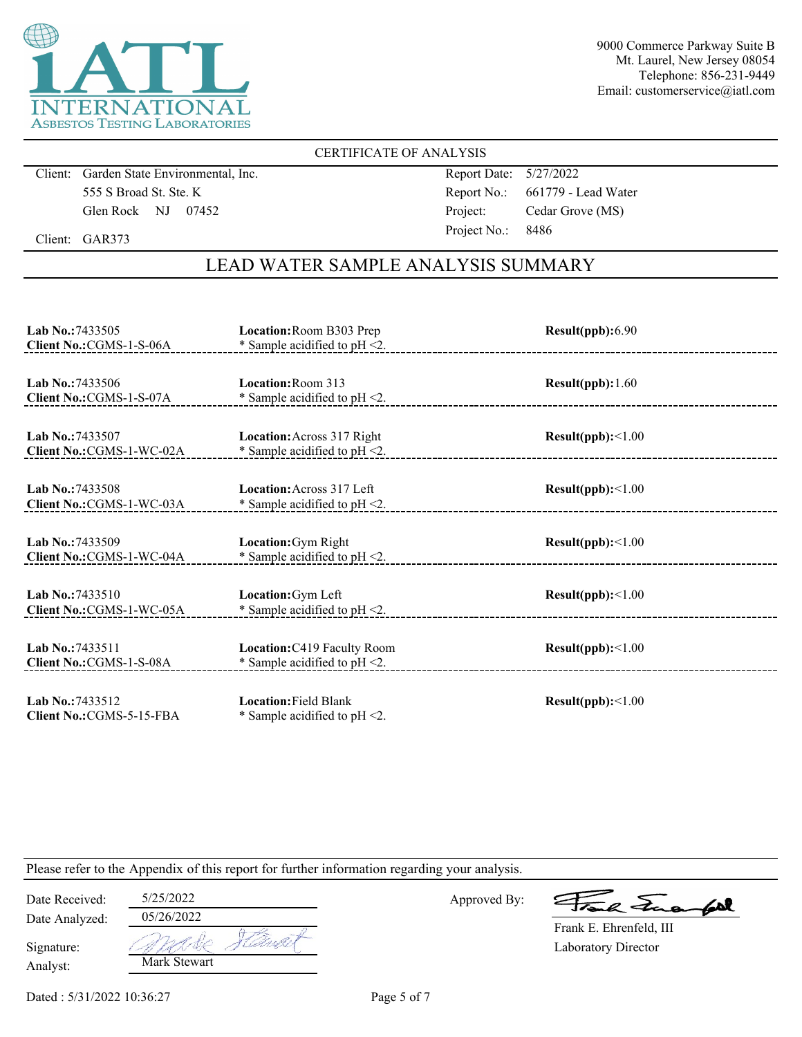INTERNATIONAL ASBESTOS TESTING LABORATORIES

9000 Commerce Parkway Suite B
Mt. Laurel, New Jersey 08054
Telephone: 856-231-9449
Email: customerservice@iatl.com

CERTIFICATE OF ANALYSIS

| | | | |
|---|---|---|---|
| Client: | Garden State Environmental, Inc. | Report Date: | 5/27/2022 |
| | 555 S Broad St. Ste. K | Report No.: | 661779 - Lead Water |
| | Glen Rock NJ 07452 | Project: | Cedar Grove (MS) |
| Client: | GAR373 | Project No.: | 8486 |

## LEAD WATER SAMPLE ANALYSIS SUMMARY

| Lab No. / Client No. | Location | Result(ppb) |
|---|---|---|
| **Lab No.:** 7433505<br>**Client No.:** CGMS-1-S-06A | **Location:** Room B303 Prep<br>* Sample acidified to pH <2. | **Result(ppb):** 6.90 |
| **Lab No.:** 7433506<br>**Client No.:** CGMS-1-S-07A | **Location:** Room 313<br>* Sample acidified to pH <2. | **Result(ppb):** 1.60 |
| **Lab No.:** 7433507<br>**Client No.:** CGMS-1-WC-02A | **Location:** Across 317 Right<br>* Sample acidified to pH <2. | **Result(ppb):** <1.00 |
| **Lab No.:** 7433508<br>**Client No.:** CGMS-1-WC-03A | **Location:** Across 317 Left<br>* Sample acidified to pH <2. | **Result(ppb):** <1.00 |
| **Lab No.:** 7433509<br>**Client No.:** CGMS-1-WC-04A | **Location:** Gym Right<br>* Sample acidified to pH <2. | **Result(ppb):** <1.00 |
| **Lab No.:** 7433510<br>**Client No.:** CGMS-1-WC-05A | **Location:** Gym Left<br>* Sample acidified to pH <2. | **Result(ppb):** <1.00 |
| **Lab No.:** 7433511<br>**Client No.:** CGMS-1-S-08A | **Location:** C419 Faculty Room<br>* Sample acidified to pH <2. | **Result(ppb):** <1.00 |
| **Lab No.:** 7433512<br>**Client No.:** CGMS-5-15-FBA | **Location:** Field Blank<br>* Sample acidified to pH <2. | **Result(ppb):** <1.00 |

Please refer to the Appendix of this report for further information regarding your analysis.

| | | | |
|---|---|---|---|
| Date Received: | 5/25/2022 | Approved By: | *(signature)* |
| Date Analyzed: | 05/26/2022 | | Frank E. Ehrenfeld, III |
| Signature: | *(signature)* | | Laboratory Director |
| Analyst: | Mark Stewart | | |

Dated : 5/31/2022 10:36:27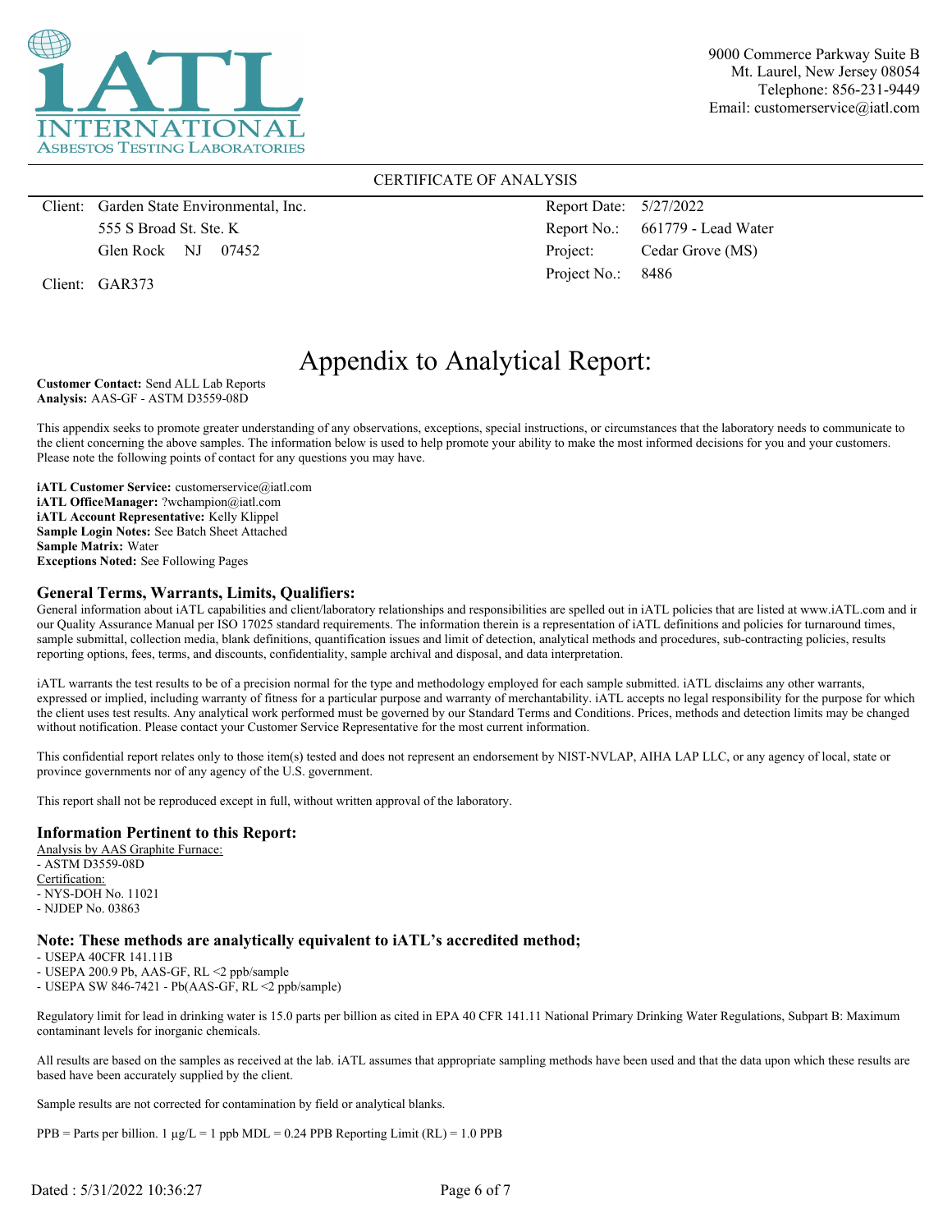9000 Commerce Parkway Suite B
Mt. Laurel, New Jersey 08054
Telephone: 856-231-9449
Email: customerservice@iatl.com

CERTIFICATE OF ANALYSIS

| | | | |
|---|---|---|---|
| Client: | Garden State Environmental, Inc. | Report Date: | 5/27/2022 |
| | 555 S Broad St. Ste. K | Report No.: | 661779 - Lead Water |
| | Glen Rock NJ 07452 | Project: | Cedar Grove (MS) |
| Client: | GAR373 | Project No.: | 8486 |

# Appendix to Analytical Report:

**Customer Contact:** Send ALL Lab Reports
**Analysis:** AAS-GF - ASTM D3559-08D

This appendix seeks to promote greater understanding of any observations, exceptions, special instructions, or circumstances that the laboratory needs to communicate to the client concerning the above samples. The information below is used to help promote your ability to make the most informed decisions for you and your customers. Please note the following points of contact for any questions you may have.

**iATL Customer Service:** customerservice@iatl.com
**iATL OfficeManager:** ?wchampion@iatl.com
**iATL Account Representative:** Kelly Klippel
**Sample Login Notes:** See Batch Sheet Attached
**Sample Matrix:** Water
**Exceptions Noted:** See Following Pages

## General Terms, Warrants, Limits, Qualifiers:

General information about iATL capabilities and client/laboratory relationships and responsibilities are spelled out in iATL policies that are listed at www.iATL.com and in our Quality Assurance Manual per ISO 17025 standard requirements. The information therein is a representation of iATL definitions and policies for turnaround times, sample submittal, collection media, blank definitions, quantification issues and limit of detection, analytical methods and procedures, sub-contracting policies, results reporting options, fees, terms, and discounts, confidentiality, sample archival and disposal, and data interpretation.

iATL warrants the test results to be of a precision normal for the type and methodology employed for each sample submitted. iATL disclaims any other warrants, expressed or implied, including warranty of fitness for a particular purpose and warranty of merchantability. iATL accepts no legal responsibility for the purpose for which the client uses test results. Any analytical work performed must be governed by our Standard Terms and Conditions. Prices, methods and detection limits may be changed without notification. Please contact your Customer Service Representative for the most current information.

This confidential report relates only to those item(s) tested and does not represent an endorsement by NIST-NVLAP, AIHA LAP LLC, or any agency of local, state or province governments nor of any agency of the U.S. government.

This report shall not be reproduced except in full, without written approval of the laboratory.

## Information Pertinent to this Report:

Analysis by AAS Graphite Furnace:
- ASTM D3559-08D

Certification:
- NYS-DOH No. 11021
- NJDEP No. 03863

## Note: These methods are analytically equivalent to iATL's accredited method;

- USEPA 40CFR 141.11B
- USEPA 200.9 Pb, AAS-GF, RL <2 ppb/sample
- USEPA SW 846-7421 - Pb(AAS-GF, RL <2 ppb/sample)

Regulatory limit for lead in drinking water is 15.0 parts per billion as cited in EPA 40 CFR 141.11 National Primary Drinking Water Regulations, Subpart B: Maximum contaminant levels for inorganic chemicals.

All results are based on the samples as received at the lab. iATL assumes that appropriate sampling methods have been used and that the data upon which these results are based have been accurately supplied by the client.

Sample results are not corrected for contamination by field or analytical blanks.

PPB = Parts per billion. 1 µg/L = 1 ppb MDL = 0.24 PPB Reporting Limit (RL) = 1.0 PPB

Dated : 5/31/2022 10:36:27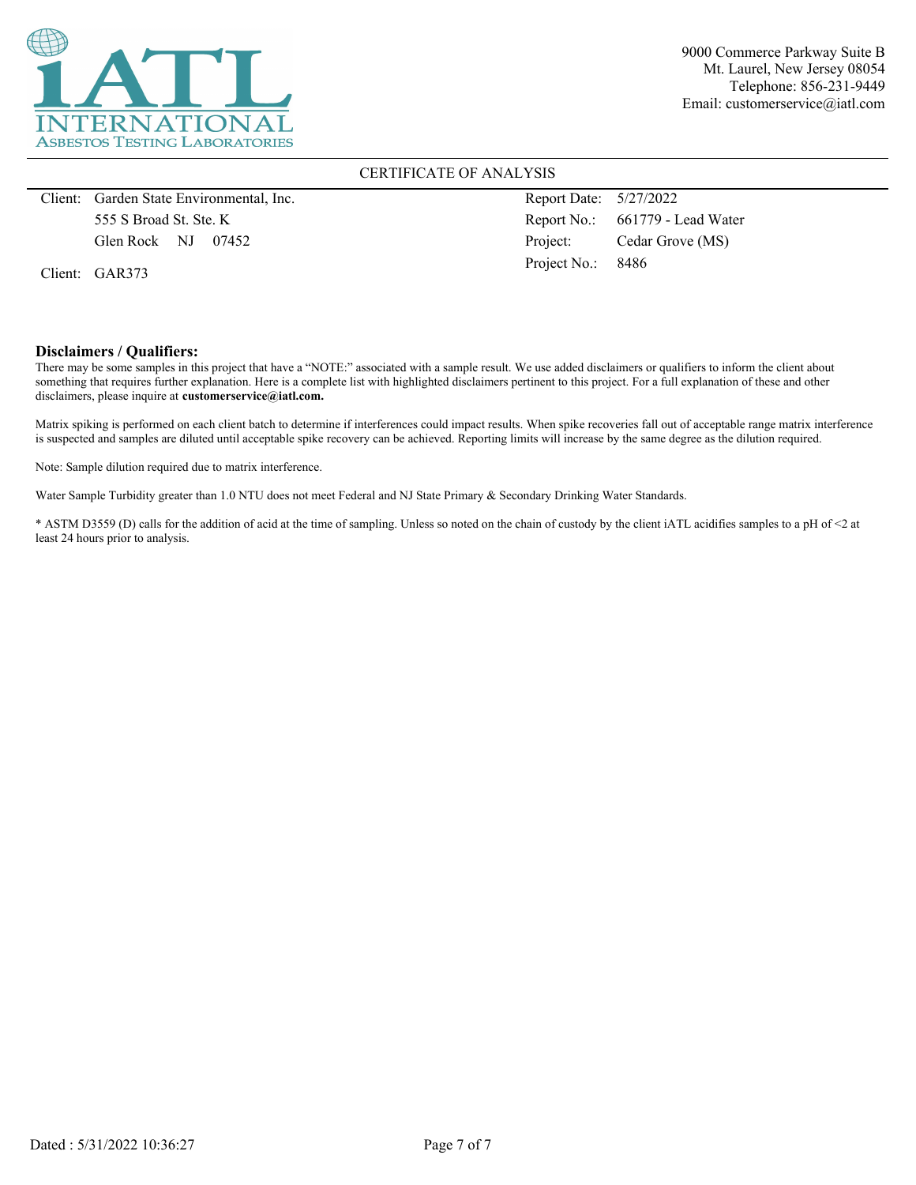9000 Commerce Parkway Suite B
Mt. Laurel, New Jersey 08054
Telephone: 856-231-9449
Email: customerservice@iatl.com

CERTIFICATE OF ANALYSIS

| | | | |
|---|---|---|---|
| Client: | Garden State Environmental, Inc. | Report Date: | 5/27/2022 |
| | 555 S Broad St. Ste. K | Report No.: | 661779 - Lead Water |
| | Glen Rock NJ 07452 | Project: | Cedar Grove (MS) |
| Client: | GAR373 | Project No.: | 8486 |

**Disclaimers / Qualifiers:**

There may be some samples in this project that have a "NOTE:" associated with a sample result. We use added disclaimers or qualifiers to inform the client about something that requires further explanation. Here is a complete list with highlighted disclaimers pertinent to this project. For a full explanation of these and other disclaimers, please inquire at **customerservice@iatl.com.**

Matrix spiking is performed on each client batch to determine if interferences could impact results. When spike recoveries fall out of acceptable range matrix interference is suspected and samples are diluted until acceptable spike recovery can be achieved. Reporting limits will increase by the same degree as the dilution required.

Note: Sample dilution required due to matrix interference.

Water Sample Turbidity greater than 1.0 NTU does not meet Federal and NJ State Primary & Secondary Drinking Water Standards.

* ASTM D3559 (D) calls for the addition of acid at the time of sampling. Unless so noted on the chain of custody by the client iATL acidifies samples to a pH of <2 at least 24 hours prior to analysis.

Dated : 5/31/2022 10:36:27